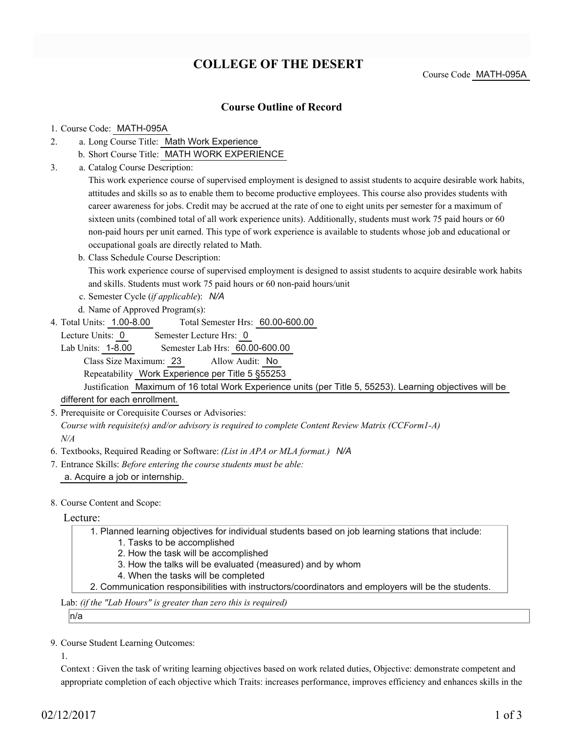# COLLEGE OF THE DESERT

Course Code MATH-095A

## Course Outline of Record

1. Course Code: MATH-095A
2. a. Long Course Title: Math Work Experience
   b. Short Course Title: MATH WORK EXPERIENCE
3. a. Catalog Course Description:

   This work experience course of supervised employment is designed to assist students to acquire desirable work habits, attitudes and skills so as to enable them to become productive employees. This course also provides students with career awareness for jobs. Credit may be accrued at the rate of one to eight units per semester for a maximum of sixteen units (combined total of all work experience units). Additionally, students must work 75 paid hours or 60 non-paid hours per unit earned. This type of work experience is available to students whose job and educational or occupational goals are directly related to Math.

   b. Class Schedule Course Description:

   This work experience course of supervised employment is designed to assist students to acquire desirable work habits and skills. Students must work 75 paid hours or 60 non-paid hours/unit

   c. Semester Cycle (*if applicable*): *N/A*

   d. Name of Approved Program(s):
4. Total Units: 1.00-8.00 Total Semester Hrs: 60.00-600.00

   Lecture Units: 0 Semester Lecture Hrs: 0

   Lab Units: 1-8.00 Semester Lab Hrs: 60.00-600.00

   Class Size Maximum: 23 Allow Audit: No

   Repeatability Work Experience per Title 5 §55253

   Justification Maximum of 16 total Work Experience units (per Title 5, 55253). Learning objectives will be different for each enrollment.
5. Prerequisite or Corequisite Courses or Advisories:

   *Course with requisite(s) and/or advisory is required to complete Content Review Matrix (CCForm1-A)*

   *N/A*
6. Textbooks, Required Reading or Software: *(List in APA or MLA format.)* *N/A*
7. Entrance Skills: *Before entering the course students must be able:*

   a. Acquire a job or internship.
8. Course Content and Scope:

   Lecture:

   1. Planned learning objectives for individual students based on job learning stations that include:
      1. Tasks to be accomplished
      2. How the task will be accomplished
      3. How the talks will be evaluated (measured) and by whom
      4. When the tasks will be completed
   2. Communication responsibilities with instructors/coordinators and employers will be the students.

   Lab: *(if the "Lab Hours" is greater than zero this is required)*

   n/a
9. Course Student Learning Outcomes:

   1.

   Context : Given the task of writing learning objectives based on work related duties, Objective: demonstrate competent and appropriate completion of each objective which Traits: increases performance, improves efficiency and enhances skills in the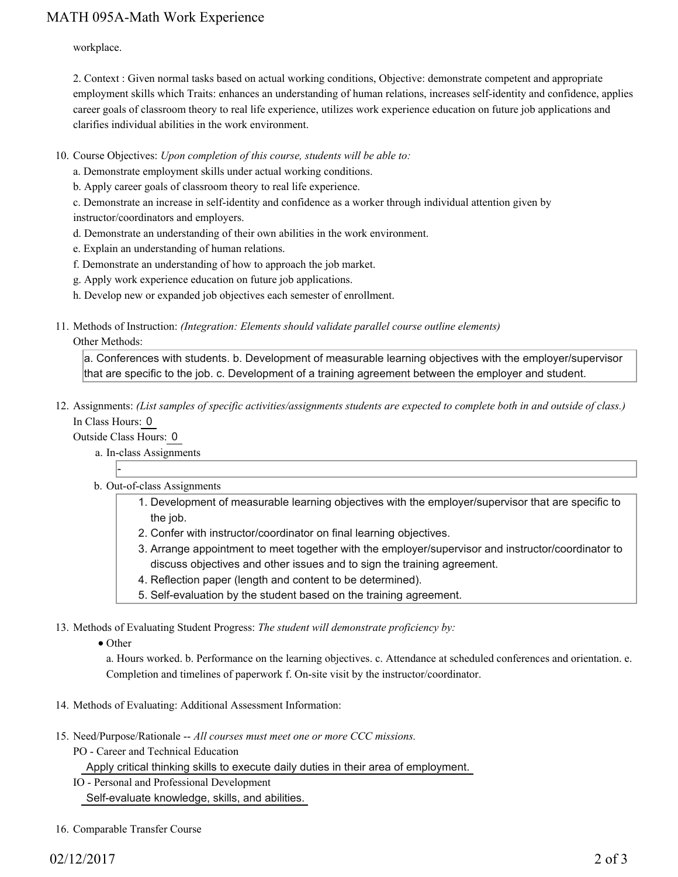workplace.

2. Context : Given normal tasks based on actual working conditions, Objective: demonstrate competent and appropriate employment skills which Traits: enhances an understanding of human relations, increases self-identity and confidence, applies career goals of classroom theory to real life experience, utilizes work experience education on future job applications and clarifies individual abilities in the work environment.

10. Course Objectives: *Upon completion of this course, students will be able to:*

    a. Demonstrate employment skills under actual working conditions.

    b. Apply career goals of classroom theory to real life experience.

    c. Demonstrate an increase in self-identity and confidence as a worker through individual attention given by instructor/coordinators and employers.

    d. Demonstrate an understanding of their own abilities in the work environment.

    e. Explain an understanding of human relations.

    f. Demonstrate an understanding of how to approach the job market.

    g. Apply work experience education on future job applications.

    h. Develop new or expanded job objectives each semester of enrollment.

11. Methods of Instruction: *(Integration: Elements should validate parallel course outline elements)*

    Other Methods:

    a. Conferences with students. b. Development of measurable learning objectives with the employer/supervisor that are specific to the job. c. Development of a training agreement between the employer and student.

12. Assignments: *(List samples of specific activities/assignments students are expected to complete both in and outside of class.)*

    In Class Hours: 0

    Outside Class Hours: 0

    a. In-class Assignments

       -

    b. Out-of-class Assignments

       1. Development of measurable learning objectives with the employer/supervisor that are specific to the job.
       2. Confer with instructor/coordinator on final learning objectives.
       3. Arrange appointment to meet together with the employer/supervisor and instructor/coordinator to discuss objectives and other issues and to sign the training agreement.
       4. Reflection paper (length and content to be determined).
       5. Self-evaluation by the student based on the training agreement.

13. Methods of Evaluating Student Progress: *The student will demonstrate proficiency by:*

    - Other

      a. Hours worked. b. Performance on the learning objectives. c. Attendance at scheduled conferences and orientation. e. Completion and timelines of paperwork f. On-site visit by the instructor/coordinator.

14. Methods of Evaluating: Additional Assessment Information:

15. Need/Purpose/Rationale -- *All courses must meet one or more CCC missions.*

    PO - Career and Technical Education

    Apply critical thinking skills to execute daily duties in their area of employment.

    IO - Personal and Professional Development

    Self-evaluate knowledge, skills, and abilities.

16. Comparable Transfer Course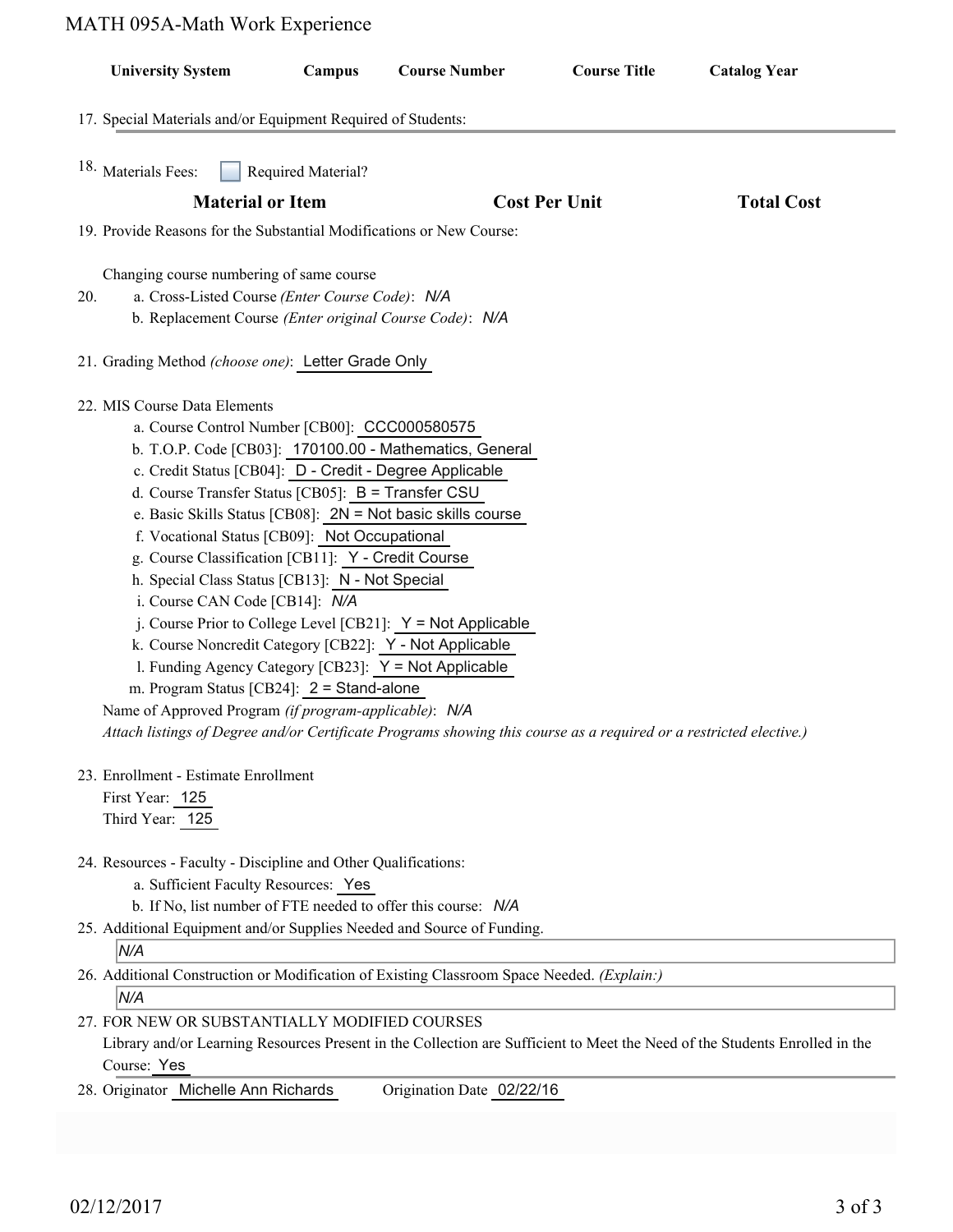# MATH 095A-Math Work Experience

| University System | Campus | Course Number | Course Title | Catalog Year |
|---|---|---|---|---|

17. Special Materials and/or Equipment Required of Students:

18. Materials Fees: ☐ Required Material?

| Material or Item | Cost Per Unit | Total Cost |
|---|---|---|

19. Provide Reasons for the Substantial Modifications or New Course:

    Changing course numbering of same course

20. a. Cross-Listed Course *(Enter Course Code)*: *N/A*
    b. Replacement Course *(Enter original Course Code)*: *N/A*

21. Grading Method *(choose one)*: Letter Grade Only

22. MIS Course Data Elements
    a. Course Control Number [CB00]: CCC000580575
    b. T.O.P. Code [CB03]: 170100.00 - Mathematics, General
    c. Credit Status [CB04]: D - Credit - Degree Applicable
    d. Course Transfer Status [CB05]: B = Transfer CSU
    e. Basic Skills Status [CB08]: 2N = Not basic skills course
    f. Vocational Status [CB09]: Not Occupational
    g. Course Classification [CB11]: Y - Credit Course
    h. Special Class Status [CB13]: N - Not Special
    i. Course CAN Code [CB14]: *N/A*
    j. Course Prior to College Level [CB21]: Y = Not Applicable
    k. Course Noncredit Category [CB22]: Y - Not Applicable
    l. Funding Agency Category [CB23]: Y = Not Applicable
    m. Program Status [CB24]: 2 = Stand-alone

    Name of Approved Program *(if program-applicable)*: *N/A*

    *Attach listings of Degree and/or Certificate Programs showing this course as a required or a restricted elective.)*

23. Enrollment - Estimate Enrollment
    First Year: 125
    Third Year: 125

24. Resources - Faculty - Discipline and Other Qualifications:
    a. Sufficient Faculty Resources: Yes
    b. If No, list number of FTE needed to offer this course: *N/A*

25. Additional Equipment and/or Supplies Needed and Source of Funding.
    *N/A*

26. Additional Construction or Modification of Existing Classroom Space Needed. *(Explain:)*
    *N/A*

27. FOR NEW OR SUBSTANTIALLY MODIFIED COURSES
    Library and/or Learning Resources Present in the Collection are Sufficient to Meet the Need of the Students Enrolled in the Course: Yes

28. Originator Michelle Ann Richards Origination Date 02/22/16